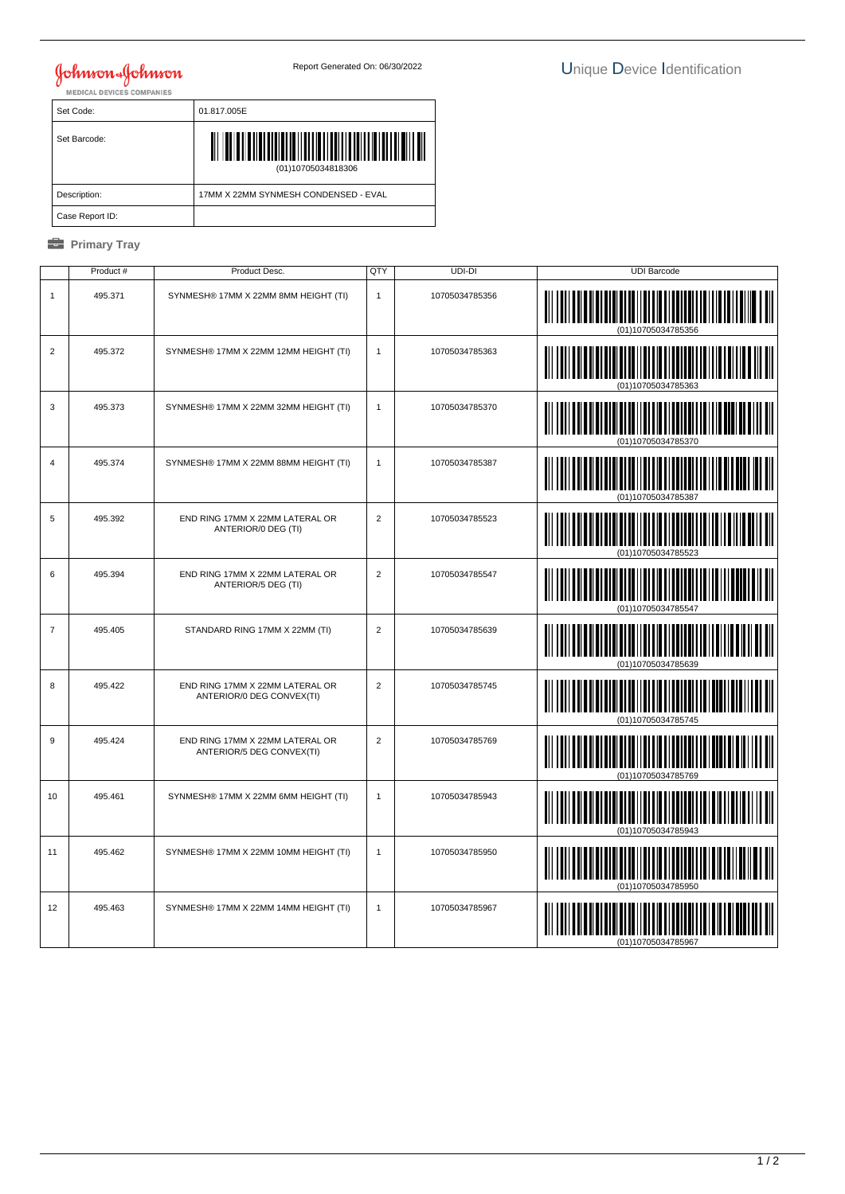Johnson & Johnson
MEDICAL DEVICES COMPANIES

Report Generated On: 06/30/2022

# Unique Device Identification

| | |
|---|---|
| Set Code: | 01.817.005E |
| Set Barcode: | (01)10705034818306 |
| Description: | 17MM X 22MM SYNMESH CONDENSED - EVAL |
| Case Report ID: | |

**Primary Tray**

| | Product # | Product Desc. | QTY | UDI-DI | UDI Barcode |
|---|---|---|---|---|---|
| 1 | 495.371 | SYNMESH® 17MM X 22MM 8MM HEIGHT (TI) | 1 | 10705034785356 | (01)10705034785356 |
| 2 | 495.372 | SYNMESH® 17MM X 22MM 12MM HEIGHT (TI) | 1 | 10705034785363 | (01)10705034785363 |
| 3 | 495.373 | SYNMESH® 17MM X 22MM 32MM HEIGHT (TI) | 1 | 10705034785370 | (01)10705034785370 |
| 4 | 495.374 | SYNMESH® 17MM X 22MM 88MM HEIGHT (TI) | 1 | 10705034785387 | (01)10705034785387 |
| 5 | 495.392 | END RING 17MM X 22MM LATERAL OR ANTERIOR/0 DEG (TI) | 2 | 10705034785523 | (01)10705034785523 |
| 6 | 495.394 | END RING 17MM X 22MM LATERAL OR ANTERIOR/5 DEG (TI) | 2 | 10705034785547 | (01)10705034785547 |
| 7 | 495.405 | STANDARD RING 17MM X 22MM (TI) | 2 | 10705034785639 | (01)10705034785639 |
| 8 | 495.422 | END RING 17MM X 22MM LATERAL OR ANTERIOR/0 DEG CONVEX(TI) | 2 | 10705034785745 | (01)10705034785745 |
| 9 | 495.424 | END RING 17MM X 22MM LATERAL OR ANTERIOR/5 DEG CONVEX(TI) | 2 | 10705034785769 | (01)10705034785769 |
| 10 | 495.461 | SYNMESH® 17MM X 22MM 6MM HEIGHT (TI) | 1 | 10705034785943 | (01)10705034785943 |
| 11 | 495.462 | SYNMESH® 17MM X 22MM 10MM HEIGHT (TI) | 1 | 10705034785950 | (01)10705034785950 |
| 12 | 495.463 | SYNMESH® 17MM X 22MM 14MM HEIGHT (TI) | 1 | 10705034785967 | (01)10705034785967 |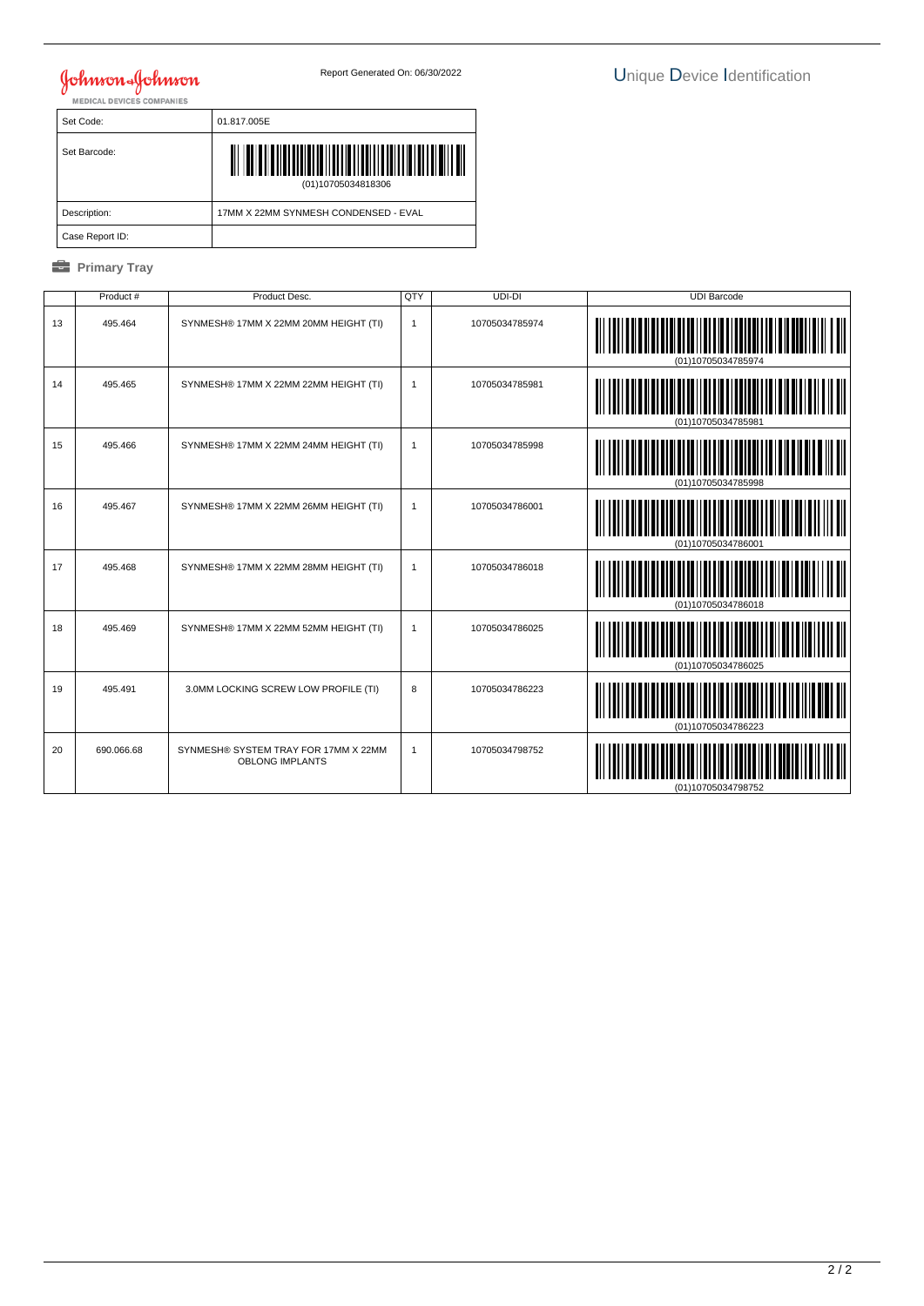Johnson & Johnson
MEDICAL DEVICES COMPANIES

Report Generated On: 06/30/2022

# Unique Device Identification

| | |
|---|---|
| Set Code: | 01.817.005E |
| Set Barcode: | (01)10705034818306 |
| Description: | 17MM X 22MM SYNMESH CONDENSED - EVAL |
| Case Report ID: | |

## Primary Tray

| | Product # | Product Desc. | QTY | UDI-DI | UDI Barcode |
|---|---|---|---|---|---|
| 13 | 495.464 | SYNMESH® 17MM X 22MM 20MM HEIGHT (TI) | 1 | 10705034785974 | (01)10705034785974 |
| 14 | 495.465 | SYNMESH® 17MM X 22MM 22MM HEIGHT (TI) | 1 | 10705034785981 | (01)10705034785981 |
| 15 | 495.466 | SYNMESH® 17MM X 22MM 24MM HEIGHT (TI) | 1 | 10705034785998 | (01)10705034785998 |
| 16 | 495.467 | SYNMESH® 17MM X 22MM 26MM HEIGHT (TI) | 1 | 10705034786001 | (01)10705034786001 |
| 17 | 495.468 | SYNMESH® 17MM X 22MM 28MM HEIGHT (TI) | 1 | 10705034786018 | (01)10705034786018 |
| 18 | 495.469 | SYNMESH® 17MM X 22MM 52MM HEIGHT (TI) | 1 | 10705034786025 | (01)10705034786025 |
| 19 | 495.491 | 3.0MM LOCKING SCREW LOW PROFILE (TI) | 8 | 10705034786223 | (01)10705034786223 |
| 20 | 690.066.68 | SYNMESH® SYSTEM TRAY FOR 17MM X 22MM OBLONG IMPLANTS | 1 | 10705034798752 | (01)10705034798752 |